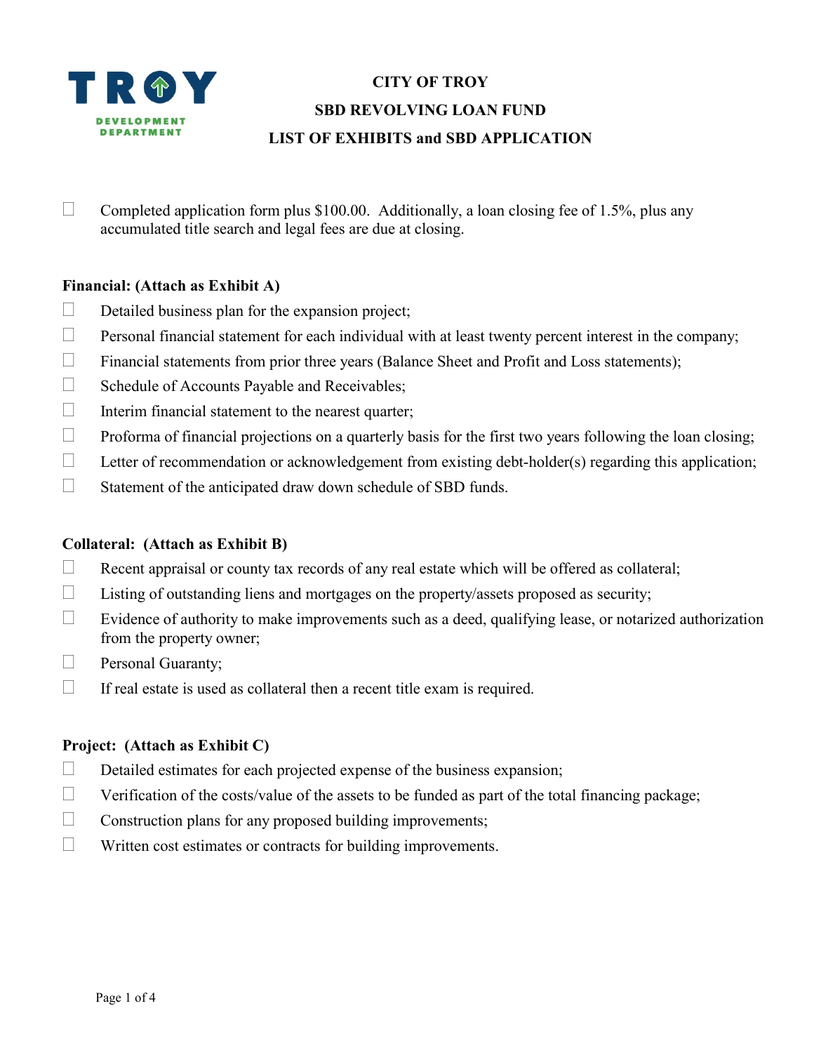TROY

DEVELOPMENT DEPARTMENT

# CITY OF TROY
## SBD REVOLVING LOAN FUND
## LIST OF EXHIBITS and SBD APPLICATION

- ☐ Completed application form plus $100.00. Additionally, a loan closing fee of 1.5%, plus any accumulated title search and legal fees are due at closing.

**Financial: (Attach as Exhibit A)**

- ☐ Detailed business plan for the expansion project;
- ☐ Personal financial statement for each individual with at least twenty percent interest in the company;
- ☐ Financial statements from prior three years (Balance Sheet and Profit and Loss statements);
- ☐ Schedule of Accounts Payable and Receivables;
- ☐ Interim financial statement to the nearest quarter;
- ☐ Proforma of financial projections on a quarterly basis for the first two years following the loan closing;
- ☐ Letter of recommendation or acknowledgement from existing debt-holder(s) regarding this application;
- ☐ Statement of the anticipated draw down schedule of SBD funds.

**Collateral: (Attach as Exhibit B)**

- ☐ Recent appraisal or county tax records of any real estate which will be offered as collateral;
- ☐ Listing of outstanding liens and mortgages on the property/assets proposed as security;
- ☐ Evidence of authority to make improvements such as a deed, qualifying lease, or notarized authorization from the property owner;
- ☐ Personal Guaranty;
- ☐ If real estate is used as collateral then a recent title exam is required.

**Project: (Attach as Exhibit C)**

- ☐ Detailed estimates for each projected expense of the business expansion;
- ☐ Verification of the costs/value of the assets to be funded as part of the total financing package;
- ☐ Construction plans for any proposed building improvements;
- ☐ Written cost estimates or contracts for building improvements.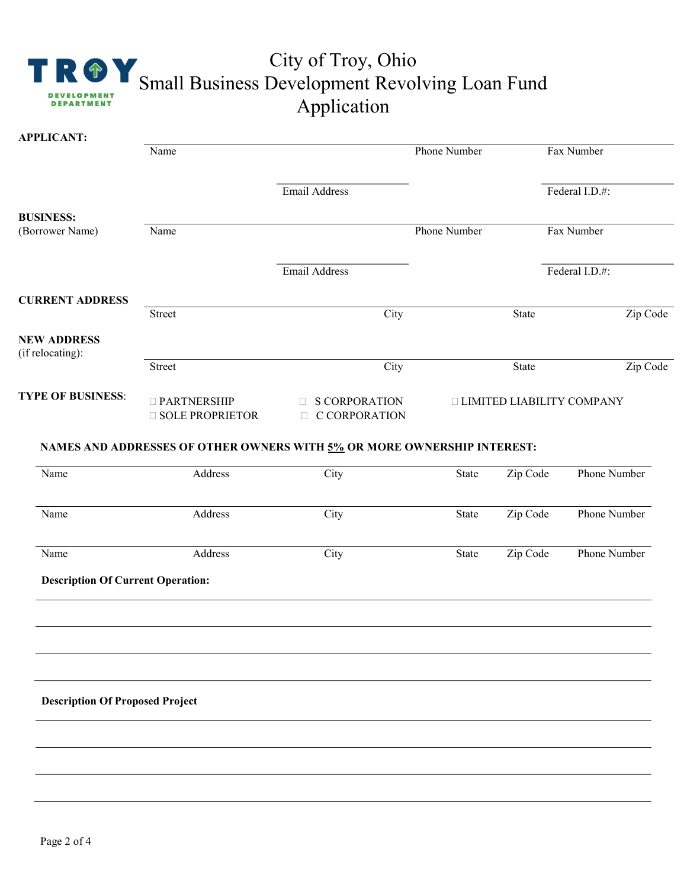# City of Troy, Ohio
# Small Business Development Revolving Loan Fund
# Application

TROY DEVELOPMENT DEPARTMENT

**APPLICANT:**

| Name | Phone Number | Fax Number |
|---|---|---|
| | | |

| Email Address | Federal I.D.#: |
|---|---|
| | |

**BUSINESS:**
(Borrower Name)

| Name | Phone Number | Fax Number |
|---|---|---|
| | | |

| Email Address | Federal I.D.#: |
|---|---|
| | |

**CURRENT ADDRESS**

| Street | City | State | Zip Code |
|---|---|---|---|
| | | | |

**NEW ADDRESS**
(if relocating):

| Street | City | State | Zip Code |
|---|---|---|---|
| | | | |

**TYPE OF BUSINESS**:

- ☐ PARTNERSHIP
- ☐ SOLE PROPRIETOR
- ☐ S CORPORATION
- ☐ C CORPORATION
- ☐ LIMITED LIABILITY COMPANY

**NAMES AND ADDRESSES OF OTHER OWNERS WITH 5% OR MORE OWNERSHIP INTEREST:**

| Name | Address | City | State | Zip Code | Phone Number |
|---|---|---|---|---|---|
| | | | | | |
| | | | | | |
| | | | | | |

**Description Of Current Operation:**

______________________________________________________________________

______________________________________________________________________

______________________________________________________________________

______________________________________________________________________

**Description Of Proposed Project**

______________________________________________________________________

______________________________________________________________________

______________________________________________________________________

______________________________________________________________________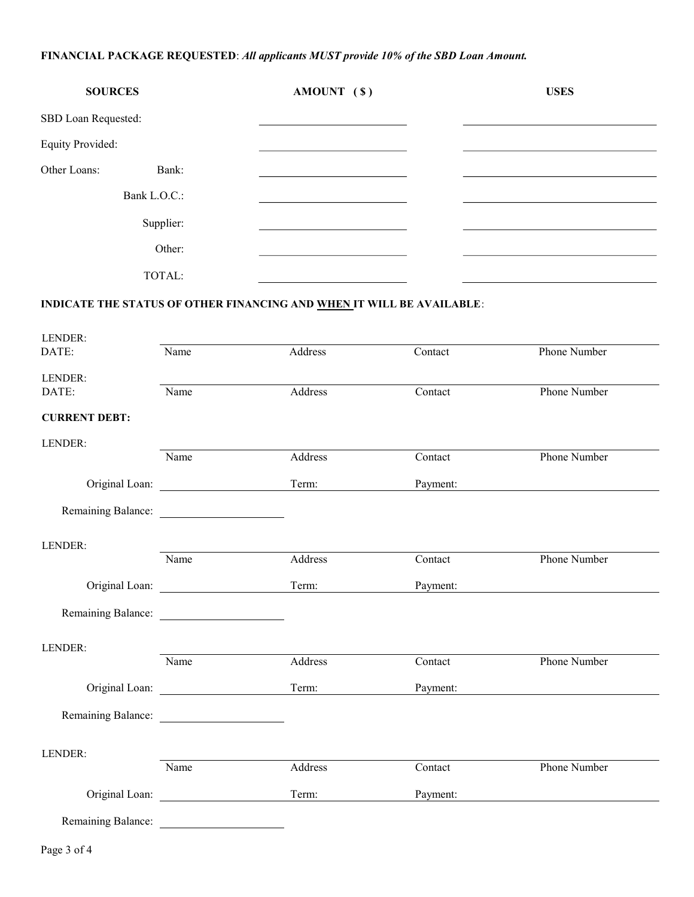**FINANCIAL PACKAGE REQUESTED**: ***All applicants MUST provide 10% of the SBD Loan Amount.***

| SOURCES | | AMOUNT ( $ ) | USES |
|---|---|---|---|
| SBD Loan Requested: | | | |
| Equity Provided: | | | |
| Other Loans: | Bank: | | |
| | Bank L.O.C.: | | |
| | Supplier: | | |
| | Other: | | |
| | TOTAL: | | |

**INDICATE THE STATUS OF OTHER FINANCING AND WHEN IT WILL BE AVAILABLE**:

LENDER:
DATE: ______________________________________________
Name | Address | Contact | Phone Number

LENDER:
DATE: ______________________________________________
Name | Address | Contact | Phone Number

**CURRENT DEBT:**

LENDER: ______________________________________________
Name | Address | Contact | Phone Number

Original Loan: ____________ Term: ____________ Payment: ____________

Remaining Balance: ____________

LENDER: ______________________________________________
Name | Address | Contact | Phone Number

Original Loan: ____________ Term: ____________ Payment: ____________

Remaining Balance: ____________

LENDER: ______________________________________________
Name | Address | Contact | Phone Number

Original Loan: ____________ Term: ____________ Payment: ____________

Remaining Balance: ____________

LENDER: ______________________________________________
Name | Address | Contact | Phone Number

Original Loan: ____________ Term: ____________ Payment: ____________

Remaining Balance: ____________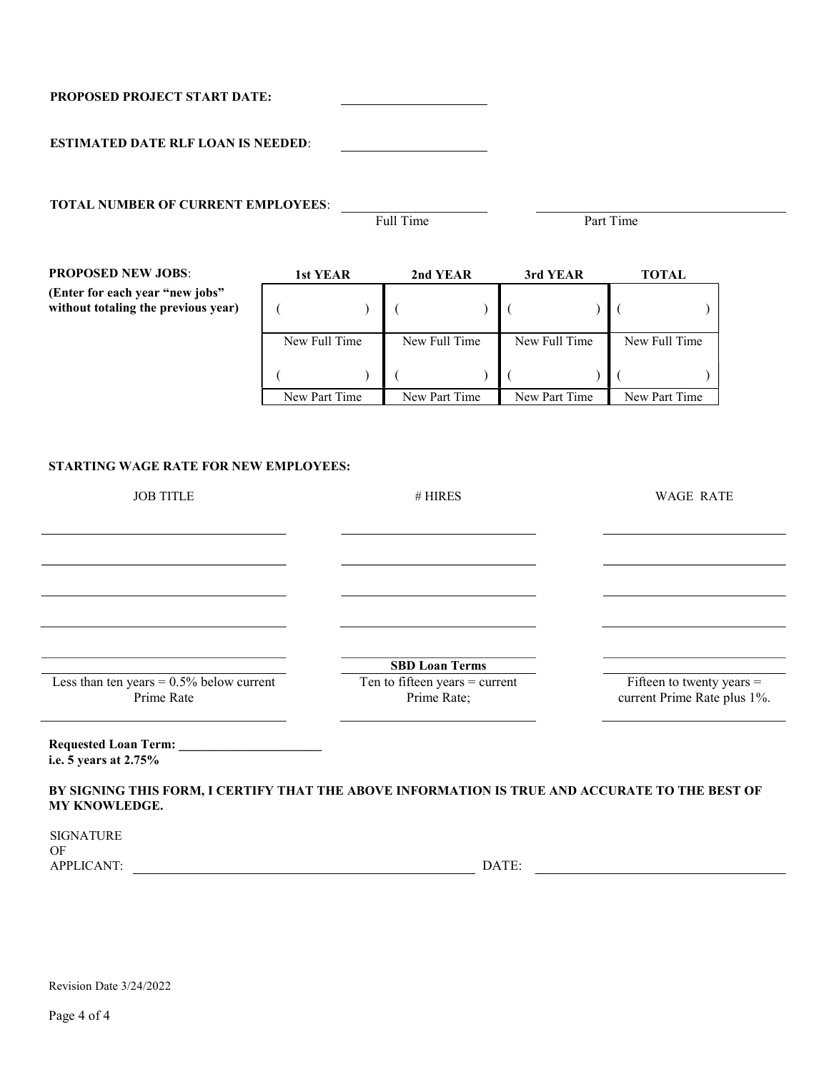**PROPOSED PROJECT START DATE:** ______________________

**ESTIMATED DATE RLF LOAN IS NEEDED**: ______________________

**TOTAL NUMBER OF CURRENT EMPLOYEES**: ______________________ Full Time ______________________ Part Time

**PROPOSED NEW JOBS**:
**(Enter for each year "new jobs" without totaling the previous year)**

| 1st YEAR | 2nd YEAR | 3rd YEAR | TOTAL |
|---|---|---|---|
| (     ) | (     ) | (     ) | (     ) |
| New Full Time | New Full Time | New Full Time | New Full Time |
| (     ) | (     ) | (     ) | (     ) |
| New Part Time | New Part Time | New Part Time | New Part Time |

**STARTING WAGE RATE FOR NEW EMPLOYEES:**

| JOB TITLE | # HIRES | WAGE RATE |
|---|---|---|
| | | |
| | | |
| | | |
| | | |
| | | |

| | **SBD Loan Terms** | |
|---|---|---|
| Less than ten years = 0.5% below current Prime Rate | Ten to fifteen years = current Prime Rate; | Fifteen to twenty years = current Prime Rate plus 1%. |

**Requested Loan Term:** ______________________
**i.e. 5 years at 2.75%**

**BY SIGNING THIS FORM, I CERTIFY THAT THE ABOVE INFORMATION IS TRUE AND ACCURATE TO THE BEST OF MY KNOWLEDGE.**

SIGNATURE OF APPLICANT: ______________________________ DATE: ______________________

Revision Date 3/24/2022